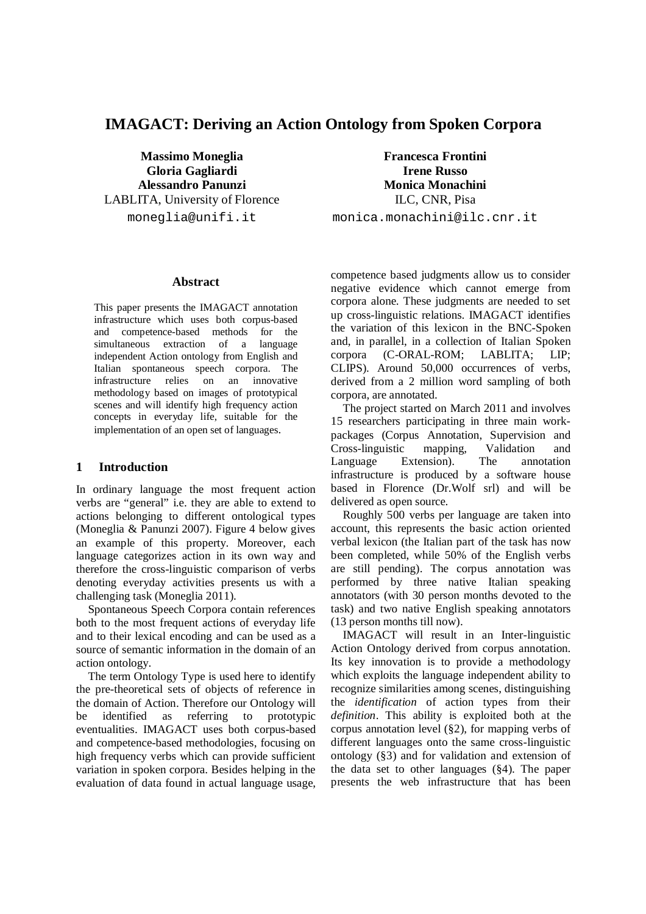# IMAGACT: Deriving an Action Ontology from Spoken Corpora

**Massimo Moneglia**
**Gloria Gagliardi**
**Alessandro Panunzi**
LABLITA, University of Florence
moneglia@unifi.it

**Francesca Frontini**
**Irene Russo**
**Monica Monachini**
ILC, CNR, Pisa
monica.monachini@ilc.cnr.it

### Abstract

This paper presents the IMAGACT annotation infrastructure which uses both corpus-based and competence-based methods for the simultaneous extraction of a language independent Action ontology from English and Italian spontaneous speech corpora. The infrastructure relies on an innovative methodology based on images of prototypical scenes and will identify high frequency action concepts in everyday life, suitable for the implementation of an open set of languages.

## 1 Introduction

In ordinary language the most frequent action verbs are "general" i.e. they are able to extend to actions belonging to different ontological types (Moneglia & Panunzi 2007). Figure 4 below gives an example of this property. Moreover, each language categorizes action in its own way and therefore the cross-linguistic comparison of verbs denoting everyday activities presents us with a challenging task (Moneglia 2011).

Spontaneous Speech Corpora contain references both to the most frequent actions of everyday life and to their lexical encoding and can be used as a source of semantic information in the domain of an action ontology.

The term Ontology Type is used here to identify the pre-theoretical sets of objects of reference in the domain of Action. Therefore our Ontology will be identified as referring to prototypic eventualities. IMAGACT uses both corpus-based and competence-based methodologies, focusing on high frequency verbs which can provide sufficient variation in spoken corpora. Besides helping in the evaluation of data found in actual language usage, competence based judgments allow us to consider negative evidence which cannot emerge from corpora alone. These judgments are needed to set up cross-linguistic relations. IMAGACT identifies the variation of this lexicon in the BNC-Spoken and, in parallel, in a collection of Italian Spoken corpora (C-ORAL-ROM; LABLITA; LIP; CLIPS). Around 50,000 occurrences of verbs, derived from a 2 million word sampling of both corpora, are annotated.

The project started on March 2011 and involves 15 researchers participating in three main work-packages (Corpus Annotation, Supervision and Cross-linguistic mapping, Validation and Language Extension). The annotation infrastructure is produced by a software house based in Florence (Dr.Wolf srl) and will be delivered as open source.

Roughly 500 verbs per language are taken into account, this represents the basic action oriented verbal lexicon (the Italian part of the task has now been completed, while 50% of the English verbs are still pending). The corpus annotation was performed by three native Italian speaking annotators (with 30 person months devoted to the task) and two native English speaking annotators (13 person months till now).

IMAGACT will result in an Inter-linguistic Action Ontology derived from corpus annotation. Its key innovation is to provide a methodology which exploits the language independent ability to recognize similarities among scenes, distinguishing the *identification* of action types from their *definition*. This ability is exploited both at the corpus annotation level (§2), for mapping verbs of different languages onto the same cross-linguistic ontology (§3) and for validation and extension of the data set to other languages (§4). The paper presents the web infrastructure that has been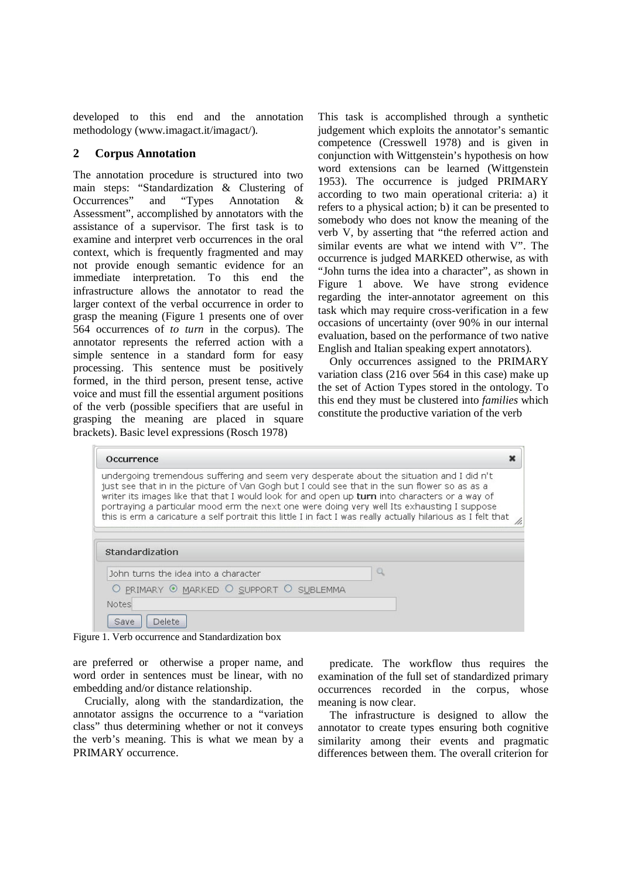developed to this end and the annotation methodology (www.imagact.it/imagact/).

## 2 Corpus Annotation

The annotation procedure is structured into two main steps: "Standardization & Clustering of Occurrences" and "Types Annotation & Assessment", accomplished by annotators with the assistance of a supervisor. The first task is to examine and interpret verb occurrences in the oral context, which is frequently fragmented and may not provide enough semantic evidence for an immediate interpretation. To this end the infrastructure allows the annotator to read the larger context of the verbal occurrence in order to grasp the meaning (Figure 1 presents one of over 564 occurrences of *to turn* in the corpus). The annotator represents the referred action with a simple sentence in a standard form for easy processing. This sentence must be positively formed, in the third person, present tense, active voice and must fill the essential argument positions of the verb (possible specifiers that are useful in grasping the meaning are placed in square brackets). Basic level expressions (Rosch 1978) are preferred or otherwise a proper name, and word order in sentences must be linear, with no embedding and/or distance relationship.

Crucially, along with the standardization, the annotator assigns the occurrence to a "variation class" thus determining whether or not it conveys the verb's meaning. This is what we mean by a PRIMARY occurrence.

This task is accomplished through a synthetic judgement which exploits the annotator's semantic competence (Cresswell 1978) and is given in conjunction with Wittgenstein's hypothesis on how word extensions can be learned (Wittgenstein 1953). The occurrence is judged PRIMARY according to two main operational criteria: a) it refers to a physical action; b) it can be presented to somebody who does not know the meaning of the verb V, by asserting that "the referred action and similar events are what we intend with V". The occurrence is judged MARKED otherwise, as with "John turns the idea into a character", as shown in Figure 1 above. We have strong evidence regarding the inter-annotator agreement on this task which may require cross-verification in a few occasions of uncertainty (over 90% in our internal evaluation, based on the performance of two native English and Italian speaking expert annotators).

Only occurrences assigned to the PRIMARY variation class (216 over 564 in this case) make up the set of Action Types stored in the ontology. To this end they must be clustered into *families* which constitute the productive variation of the verb predicate. The workflow thus requires the examination of the full set of standardized primary occurrences recorded in the corpus, whose meaning is now clear.

Figure 1. Verb occurrence and Standardization box

The infrastructure is designed to allow the annotator to create types ensuring both cognitive similarity among their events and pragmatic differences between them. The overall criterion for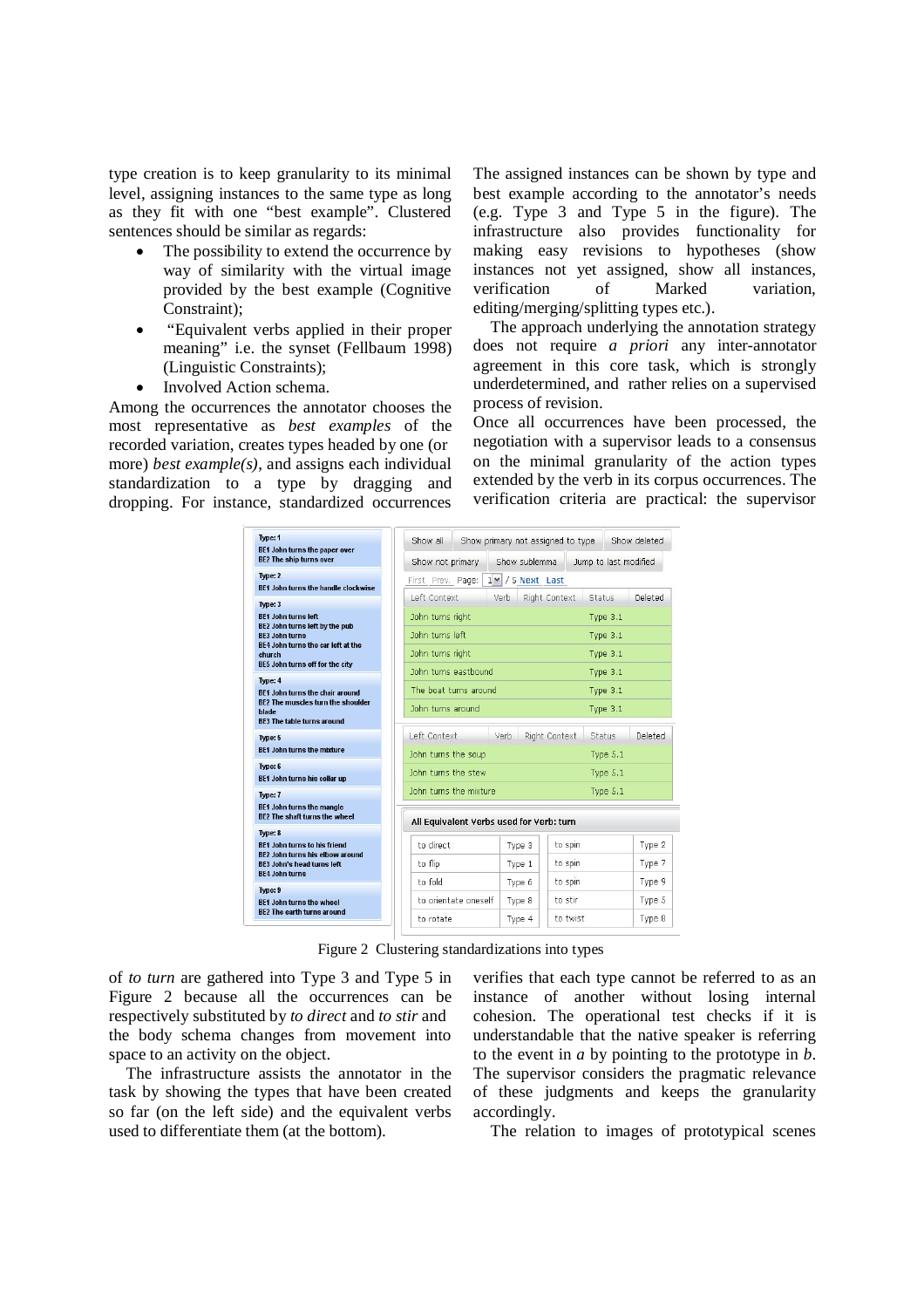type creation is to keep granularity to its minimal level, assigning instances to the same type as long as they fit with one "best example". Clustered sentences should be similar as regards:

- The possibility to extend the occurrence by way of similarity with the virtual image provided by the best example (Cognitive Constraint);
- "Equivalent verbs applied in their proper meaning" i.e. the synset (Fellbaum 1998) (Linguistic Constraints);
- Involved Action schema.

Among the occurrences the annotator chooses the most representative as *best examples* of the recorded variation, creates types headed by one (or more) *best example(s)*, and assigns each individual standardization to a type by dragging and dropping. For instance, standardized occurrences of *to turn* are gathered into Type 3 and Type 5 in Figure 2 because all the occurrences can be respectively substituted by *to direct* and *to stir* and the body schema changes from movement into space to an activity on the object.

The infrastructure assists the annotator in the task by showing the types that have been created so far (on the left side) and the equivalent verbs used to differentiate them (at the bottom).

The assigned instances can be shown by type and best example according to the annotator's needs (e.g. Type 3 and Type 5 in the figure). The infrastructure also provides functionality for making easy revisions to hypotheses (show instances not yet assigned, show all instances, verification of Marked variation, editing/merging/splitting types etc.).

The approach underlying the annotation strategy does not require *a priori* any inter-annotator agreement in this core task, which is strongly underdetermined, and rather relies on a supervised process of revision.

Once all occurrences have been processed, the negotiation with a supervisor leads to a consensus on the minimal granularity of the action types extended by the verb in its corpus occurrences. The verification criteria are practical: the supervisor verifies that each type cannot be referred to as an instance of another without losing internal cohesion. The operational test checks if it is understandable that the native speaker is referring to the event in *a* by pointing to the prototype in *b*. The supervisor considers the pragmatic relevance of these judgments and keeps the granularity accordingly.

Figure 2 Clustering standardizations into types

The relation to images of prototypical scenes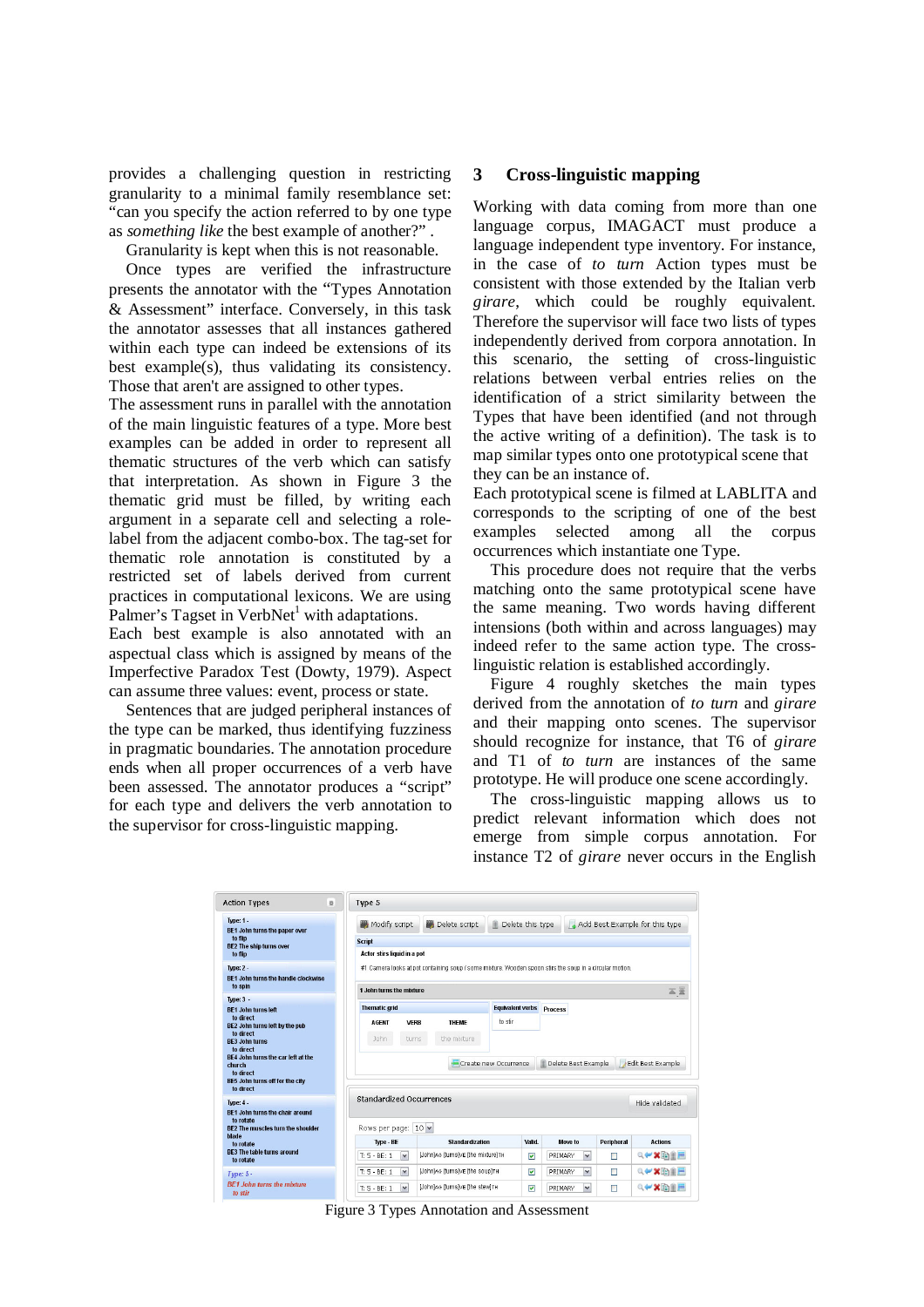provides a challenging question in restricting granularity to a minimal family resemblance set: "can you specify the action referred to by one type as *something like* the best example of another?" .

Granularity is kept when this is not reasonable.

Once types are verified the infrastructure presents the annotator with the "Types Annotation & Assessment" interface. Conversely, in this task the annotator assesses that all instances gathered within each type can indeed be extensions of its best example(s), thus validating its consistency. Those that aren't are assigned to other types.

The assessment runs in parallel with the annotation of the main linguistic features of a type. More best examples can be added in order to represent all thematic structures of the verb which can satisfy that interpretation. As shown in Figure 3 the thematic grid must be filled, by writing each argument in a separate cell and selecting a role-label from the adjacent combo-box. The tag-set for thematic role annotation is constituted by a restricted set of labels derived from current practices in computational lexicons. We are using Palmer's Tagset in VerbNet[1] with adaptations.

Each best example is also annotated with an aspectual class which is assigned by means of the Imperfective Paradox Test (Dowty, 1979). Aspect can assume three values: event, process or state.

Sentences that are judged peripheral instances of the type can be marked, thus identifying fuzziness in pragmatic boundaries. The annotation procedure ends when all proper occurrences of a verb have been assessed. The annotator produces a "script" for each type and delivers the verb annotation to the supervisor for cross-linguistic mapping.

## 3 Cross-linguistic mapping

Working with data coming from more than one language corpus, IMAGACT must produce a language independent type inventory. For instance, in the case of *to turn* Action types must be consistent with those extended by the Italian verb *girare*, which could be roughly equivalent. Therefore the supervisor will face two lists of types independently derived from corpora annotation. In this scenario, the setting of cross-linguistic relations between verbal entries relies on the identification of a strict similarity between the Types that have been identified (and not through the active writing of a definition). The task is to map similar types onto one prototypical scene that they can be an instance of.

Each prototypical scene is filmed at LABLITA and corresponds to the scripting of one of the best examples selected among all the corpus occurrences which instantiate one Type.

This procedure does not require that the verbs matching onto the same prototypical scene have the same meaning. Two words having different intensions (both within and across languages) may indeed refer to the same action type. The cross-linguistic relation is established accordingly.

Figure 4 roughly sketches the main types derived from the annotation of *to turn* and *girare* and their mapping onto scenes. The supervisor should recognize for instance, that T6 of *girare* and T1 of *to turn* are instances of the same prototype. He will produce one scene accordingly.

The cross-linguistic mapping allows us to predict relevant information which does not emerge from simple corpus annotation. For instance T2 of *girare* never occurs in the English

Figure 3 Types Annotation and Assessment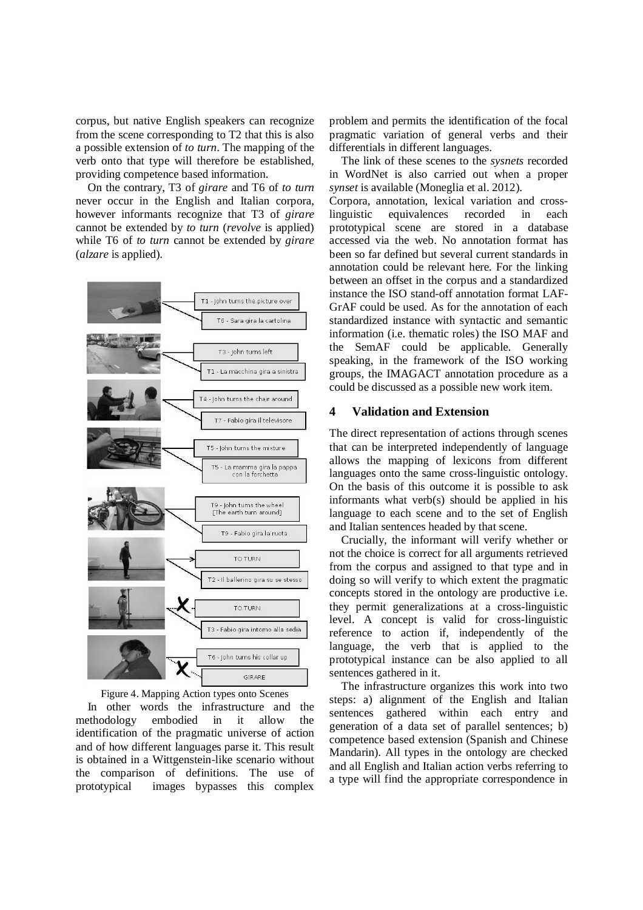corpus, but native English speakers can recognize from the scene corresponding to T2 that this is also a possible extension of *to turn*. The mapping of the verb onto that type will therefore be established, providing competence based information.

On the contrary, T3 of *girare* and T6 of *to turn* never occur in the English and Italian corpora, however informants recognize that T3 of *girare* cannot be extended by *to turn* (*revolve* is applied) while T6 of *to turn* cannot be extended by *girare* (*alzare* is applied).

T1 - John turns the picture over
T6 - Sara gira la cartolina
T3 - John turns left
T1 - La macchina gira a sinistra
T4 - John turns the chair around
T7 - Fabio gira il televisore
T5 - John turns the mixture
T5 - La mamma gira la pappa con la forchetta
T9 - John turns the wheel [The earth turn around]
T9 - Fabio gira la ruota
TO TURN
T2 - Il ballerino gira su se stesso
TO TURN
T3 - Fabio gira intorno alla sedia
T6 - John turns his collar up
GIRARE

Figure 4. Mapping Action types onto Scenes

In other words the infrastructure and the methodology embodied in it allow the identification of the pragmatic universe of action and of how different languages parse it. This result is obtained in a Wittgenstein-like scenario without the comparison of definitions. The use of prototypical images bypasses this complex problem and permits the identification of the focal pragmatic variation of general verbs and their differentials in different languages.

The link of these scenes to the *sysnets* recorded in WordNet is also carried out when a proper *synset* is available (Moneglia et al. 2012).

Corpora, annotation, lexical variation and cross-linguistic equivalences recorded in each prototypical scene are stored in a database accessed via the web. No annotation format has been so far defined but several current standards in annotation could be relevant here. For the linking between an offset in the corpus and a standardized instance the ISO stand-off annotation format LAF-GrAF could be used. As for the annotation of each standardized instance with syntactic and semantic information (i.e. thematic roles) the ISO MAF and the SemAF could be applicable. Generally speaking, in the framework of the ISO working groups, the IMAGACT annotation procedure as a could be discussed as a possible new work item.

## 4 Validation and Extension

The direct representation of actions through scenes that can be interpreted independently of language allows the mapping of lexicons from different languages onto the same cross-linguistic ontology. On the basis of this outcome it is possible to ask informants what verb(s) should be applied in his language to each scene and to the set of English and Italian sentences headed by that scene.

Crucially, the informant will verify whether or not the choice is correct for all arguments retrieved from the corpus and assigned to that type and in doing so will verify to which extent the pragmatic concepts stored in the ontology are productive i.e. they permit generalizations at a cross-linguistic level. A concept is valid for cross-linguistic reference to action if, independently of the language, the verb that is applied to the prototypical instance can be also applied to all sentences gathered in it.

The infrastructure organizes this work into two steps: a) alignment of the English and Italian sentences gathered within each entry and generation of a data set of parallel sentences; b) competence based extension (Spanish and Chinese Mandarin). All types in the ontology are checked and all English and Italian action verbs referring to a type will find the appropriate correspondence in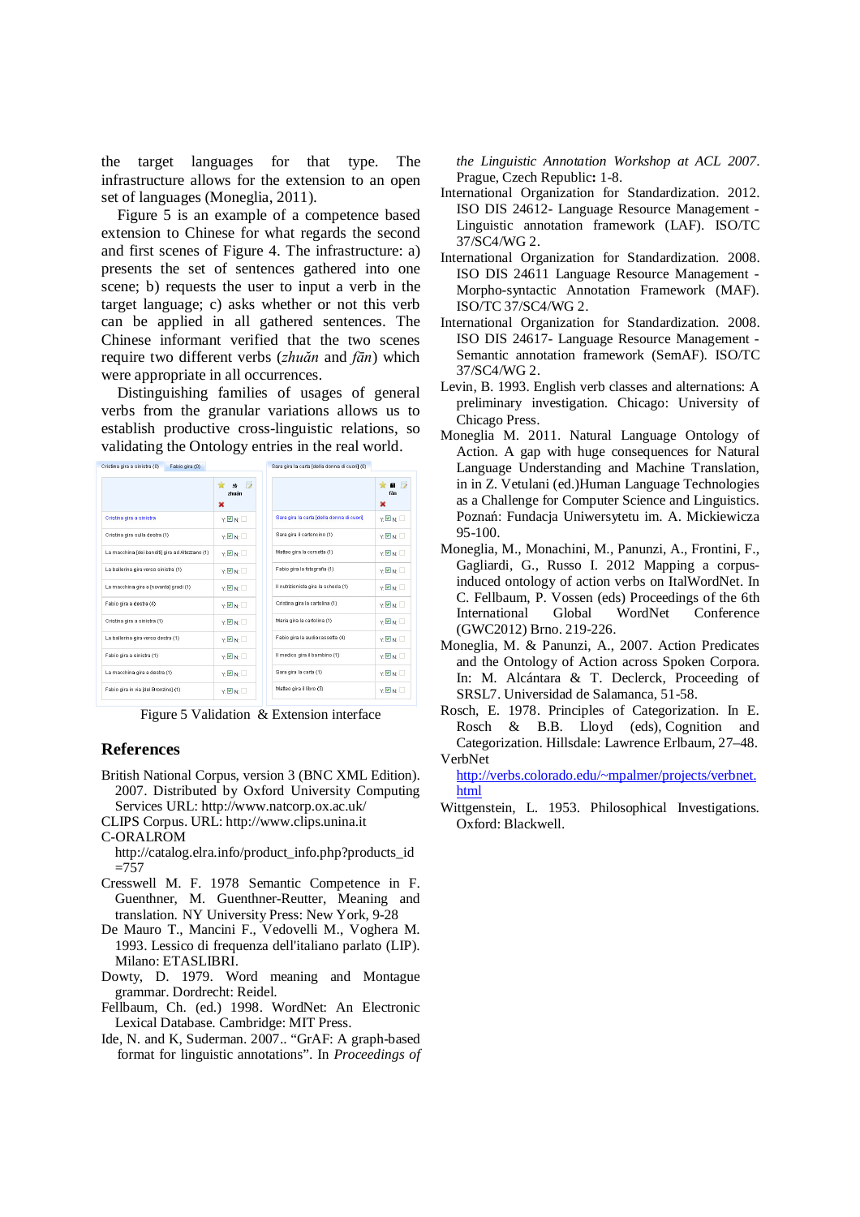the target languages for that type. The infrastructure allows for the extension to an open set of languages (Moneglia, 2011).

Figure 5 is an example of a competence based extension to Chinese for what regards the second and first scenes of Figure 4. The infrastructure: a) presents the set of sentences gathered into one scene; b) requests the user to input a verb in the target language; c) asks whether or not this verb can be applied in all gathered sentences. The Chinese informant verified that the two scenes require two different verbs (*zhuăn* and *fān*) which were appropriate in all occurrences.

Distinguishing families of usages of general verbs from the granular variations allows us to establish productive cross-linguistic relations, so validating the Ontology entries in the real world.

Figure 5 Validation & Extension interface

## References

British National Corpus, version 3 (BNC XML Edition). 2007. Distributed by Oxford University Computing Services URL: http://www.natcorp.ox.ac.uk/

CLIPS Corpus. URL: http://www.clips.unina.it

C-ORALROM http://catalog.elra.info/product_info.php?products_id=757

Cresswell M. F. 1978 Semantic Competence in F. Guenthner, M. Guenthner-Reutter, Meaning and translation. NY University Press: New York, 9-28

De Mauro T., Mancini F., Vedovelli M., Voghera M. 1993. Lessico di frequenza dell'italiano parlato (LIP). Milano: ETASLIBRI.

Dowty, D. 1979. Word meaning and Montague grammar. Dordrecht: Reidel.

Fellbaum, Ch. (ed.) 1998. WordNet: An Electronic Lexical Database. Cambridge: MIT Press.

Ide, N. and K, Suderman. 2007.. "GrAF: A graph-based format for linguistic annotations". In *Proceedings of the Linguistic Annotation Workshop at ACL 2007*. Prague, Czech Republic**:** 1-8.

International Organization for Standardization. 2012. ISO DIS 24612- Language Resource Management - Linguistic annotation framework (LAF). ISO/TC 37/SC4/WG 2.

International Organization for Standardization. 2008. ISO DIS 24611 Language Resource Management - Morpho-syntactic Annotation Framework (MAF). ISO/TC 37/SC4/WG 2.

International Organization for Standardization. 2008. ISO DIS 24617- Language Resource Management - Semantic annotation framework (SemAF). ISO/TC 37/SC4/WG 2.

Levin, B. 1993. English verb classes and alternations: A preliminary investigation. Chicago: University of Chicago Press.

Moneglia M. 2011. Natural Language Ontology of Action. A gap with huge consequences for Natural Language Understanding and Machine Translation, in in Z. Vetulani (ed.)Human Language Technologies as a Challenge for Computer Science and Linguistics. Poznań: Fundacja Uniwersytetu im. A. Mickiewicza 95-100.

Moneglia, M., Monachini, M., Panunzi, A., Frontini, F., Gagliardi, G., Russo I. 2012 Mapping a corpus-induced ontology of action verbs on ItalWordNet. In C. Fellbaum, P. Vossen (eds) Proceedings of the 6th International Global WordNet Conference (GWC2012) Brno. 219-226.

Moneglia, M. & Panunzi, A., 2007. Action Predicates and the Ontology of Action across Spoken Corpora. In: M. Alcántara & T. Declerck, Proceeding of SRSL7. Universidad de Salamanca, 51-58.

Rosch, E. 1978. Principles of Categorization. In E. Rosch & B.B. Lloyd (eds), Cognition and Categorization. Hillsdale: Lawrence Erlbaum, 27–48.

VerbNet http://verbs.colorado.edu/~mpalmer/projects/verbnet.html

Wittgenstein, L. 1953. Philosophical Investigations. Oxford: Blackwell.